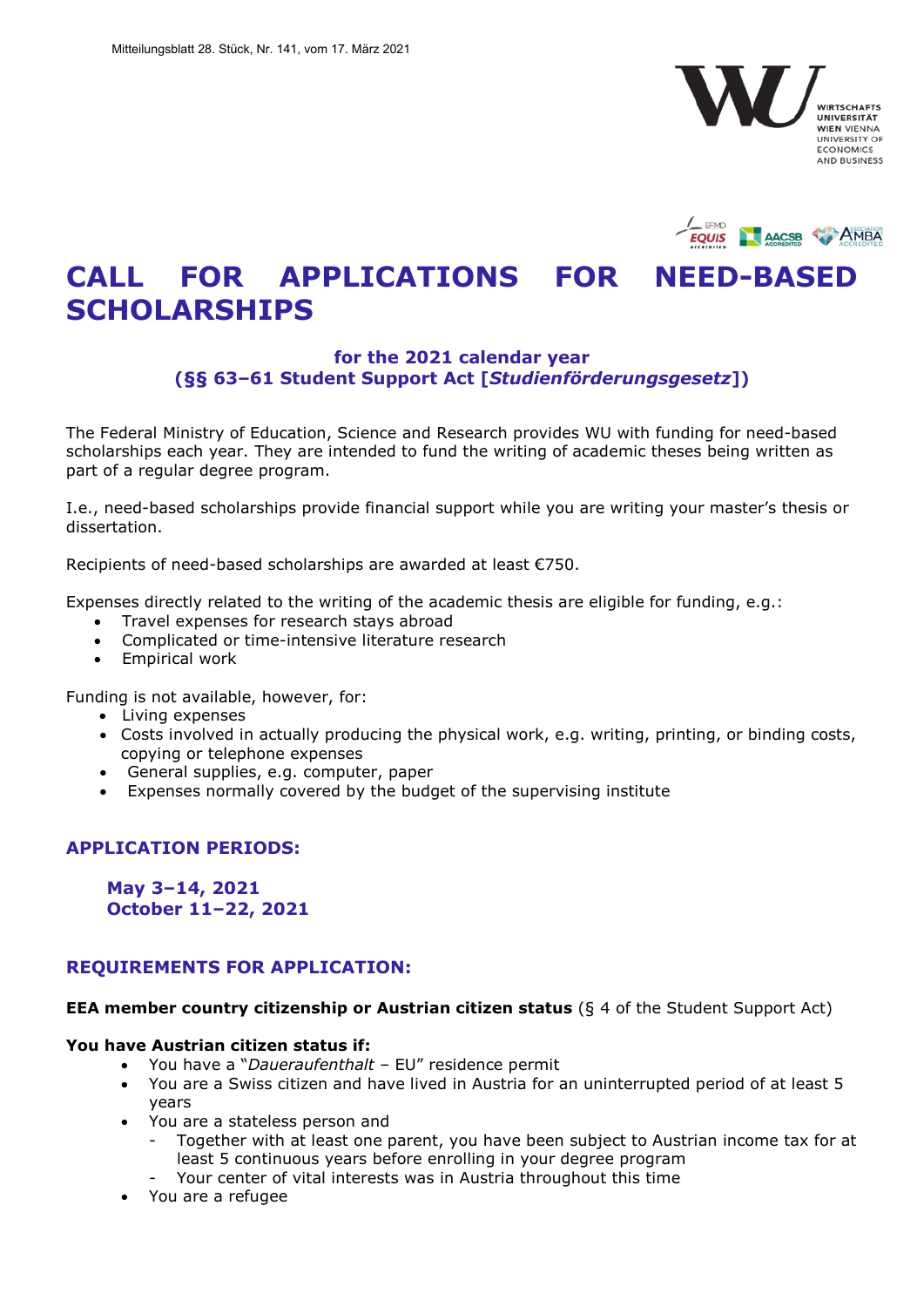Mitteilungsblatt 28. Stück, Nr. 141, vom 17. März 2021

# CALL FOR APPLICATIONS FOR NEED-BASED SCHOLARSHIPS

**for the 2021 calendar year**
**(§§ 63–61 Student Support Act [*Studienförderungsgesetz*])**

The Federal Ministry of Education, Science and Research provides WU with funding for need-based scholarships each year. They are intended to fund the writing of academic theses being written as part of a regular degree program.

I.e., need-based scholarships provide financial support while you are writing your master's thesis or dissertation.

Recipients of need-based scholarships are awarded at least €750.

Expenses directly related to the writing of the academic thesis are eligible for funding, e.g.:

- Travel expenses for research stays abroad
- Complicated or time-intensive literature research
- Empirical work

Funding is not available, however, for:

- Living expenses
- Costs involved in actually producing the physical work, e.g. writing, printing, or binding costs, copying or telephone expenses
- General supplies, e.g. computer, paper
- Expenses normally covered by the budget of the supervising institute

## APPLICATION PERIODS:

**May 3–14, 2021**
**October 11–22, 2021**

## REQUIREMENTS FOR APPLICATION:

**EEA member country citizenship or Austrian citizen status** (§ 4 of the Student Support Act)

**You have Austrian citizen status if:**

- You have a "*Daueraufenthalt* – EU" residence permit
- You are a Swiss citizen and have lived in Austria for an uninterrupted period of at least 5 years
- You are a stateless person and
  - Together with at least one parent, you have been subject to Austrian income tax for at least 5 continuous years before enrolling in your degree program
  - Your center of vital interests was in Austria throughout this time
- You are a refugee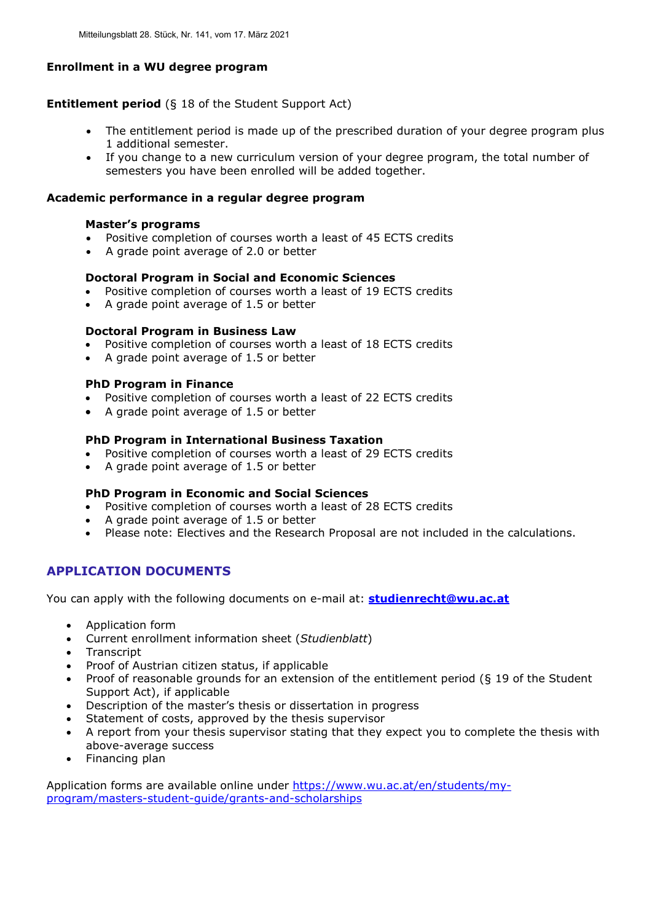**Enrollment in a WU degree program**

**Entitlement period** (§ 18 of the Student Support Act)

- The entitlement period is made up of the prescribed duration of your degree program plus 1 additional semester.
- If you change to a new curriculum version of your degree program, the total number of semesters you have been enrolled will be added together.

**Academic performance in a regular degree program**

**Master's programs**
- Positive completion of courses worth a least of 45 ECTS credits
- A grade point average of 2.0 or better

**Doctoral Program in Social and Economic Sciences**
- Positive completion of courses worth a least of 19 ECTS credits
- A grade point average of 1.5 or better

**Doctoral Program in Business Law**
- Positive completion of courses worth a least of 18 ECTS credits
- A grade point average of 1.5 or better

**PhD Program in Finance**
- Positive completion of courses worth a least of 22 ECTS credits
- A grade point average of 1.5 or better

**PhD Program in International Business Taxation**
- Positive completion of courses worth a least of 29 ECTS credits
- A grade point average of 1.5 or better

**PhD Program in Economic and Social Sciences**
- Positive completion of courses worth a least of 28 ECTS credits
- A grade point average of 1.5 or better
- Please note: Electives and the Research Proposal are not included in the calculations.

## APPLICATION DOCUMENTS

You can apply with the following documents on e-mail at: **studienrecht@wu.ac.at**

- Application form
- Current enrollment information sheet (*Studienblatt*)
- Transcript
- Proof of Austrian citizen status, if applicable
- Proof of reasonable grounds for an extension of the entitlement period (§ 19 of the Student Support Act), if applicable
- Description of the master's thesis or dissertation in progress
- Statement of costs, approved by the thesis supervisor
- A report from your thesis supervisor stating that they expect you to complete the thesis with above-average success
- Financing plan

Application forms are available online under https://www.wu.ac.at/en/students/my-program/masters-student-guide/grants-and-scholarships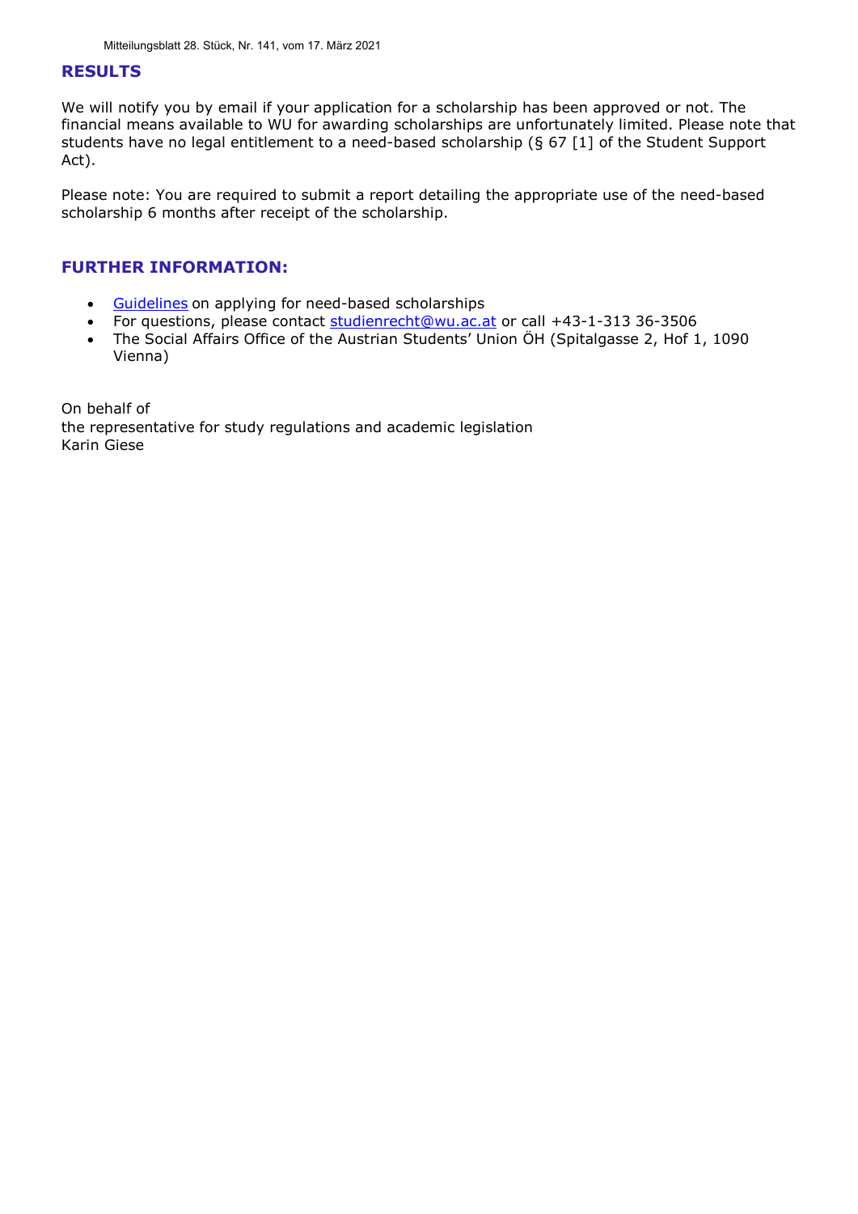## RESULTS

We will notify you by email if your application for a scholarship has been approved or not. The financial means available to WU for awarding scholarships are unfortunately limited. Please note that students have no legal entitlement to a need-based scholarship (§ 67 [1] of the Student Support Act).

Please note: You are required to submit a report detailing the appropriate use of the need-based scholarship 6 months after receipt of the scholarship.

## FURTHER INFORMATION:

- Guidelines on applying for need-based scholarships
- For questions, please contact studienrecht@wu.ac.at or call +43-1-313 36-3506
- The Social Affairs Office of the Austrian Students' Union ÖH (Spitalgasse 2, Hof 1, 1090 Vienna)

On behalf of
the representative for study regulations and academic legislation
Karin Giese